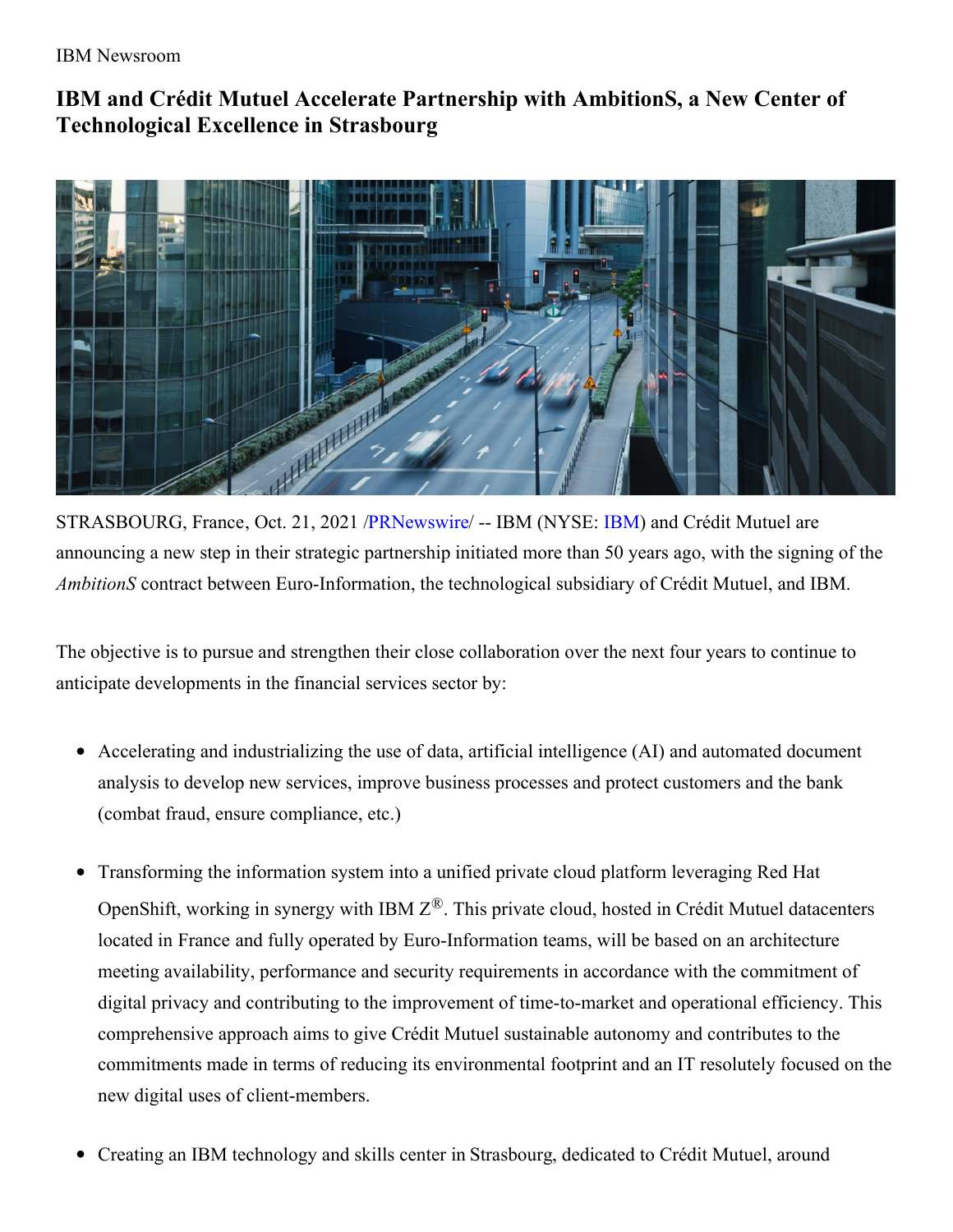IBM Newsroom

# IBM and Crédit Mutuel Accelerate Partnership with AmbitionS, a New Center of Technological Excellence in Strasbourg

STRASBOURG, France, Oct. 21, 2021 /PRNewswire/ -- IBM (NYSE: IBM) and Crédit Mutuel are announcing a new step in their strategic partnership initiated more than 50 years ago, with the signing of the *AmbitionS* contract between Euro-Information, the technological subsidiary of Crédit Mutuel, and IBM.

The objective is to pursue and strengthen their close collaboration over the next four years to continue to anticipate developments in the financial services sector by:

- Accelerating and industrializing the use of data, artificial intelligence (AI) and automated document analysis to develop new services, improve business processes and protect customers and the bank (combat fraud, ensure compliance, etc.)
- Transforming the information system into a unified private cloud platform leveraging Red Hat OpenShift, working in synergy with IBM Z®. This private cloud, hosted in Crédit Mutuel datacenters located in France and fully operated by Euro-Information teams, will be based on an architecture meeting availability, performance and security requirements in accordance with the commitment of digital privacy and contributing to the improvement of time-to-market and operational efficiency. This comprehensive approach aims to give Crédit Mutuel sustainable autonomy and contributes to the commitments made in terms of reducing its environmental footprint and an IT resolutely focused on the new digital uses of client-members.
- Creating an IBM technology and skills center in Strasbourg, dedicated to Crédit Mutuel, around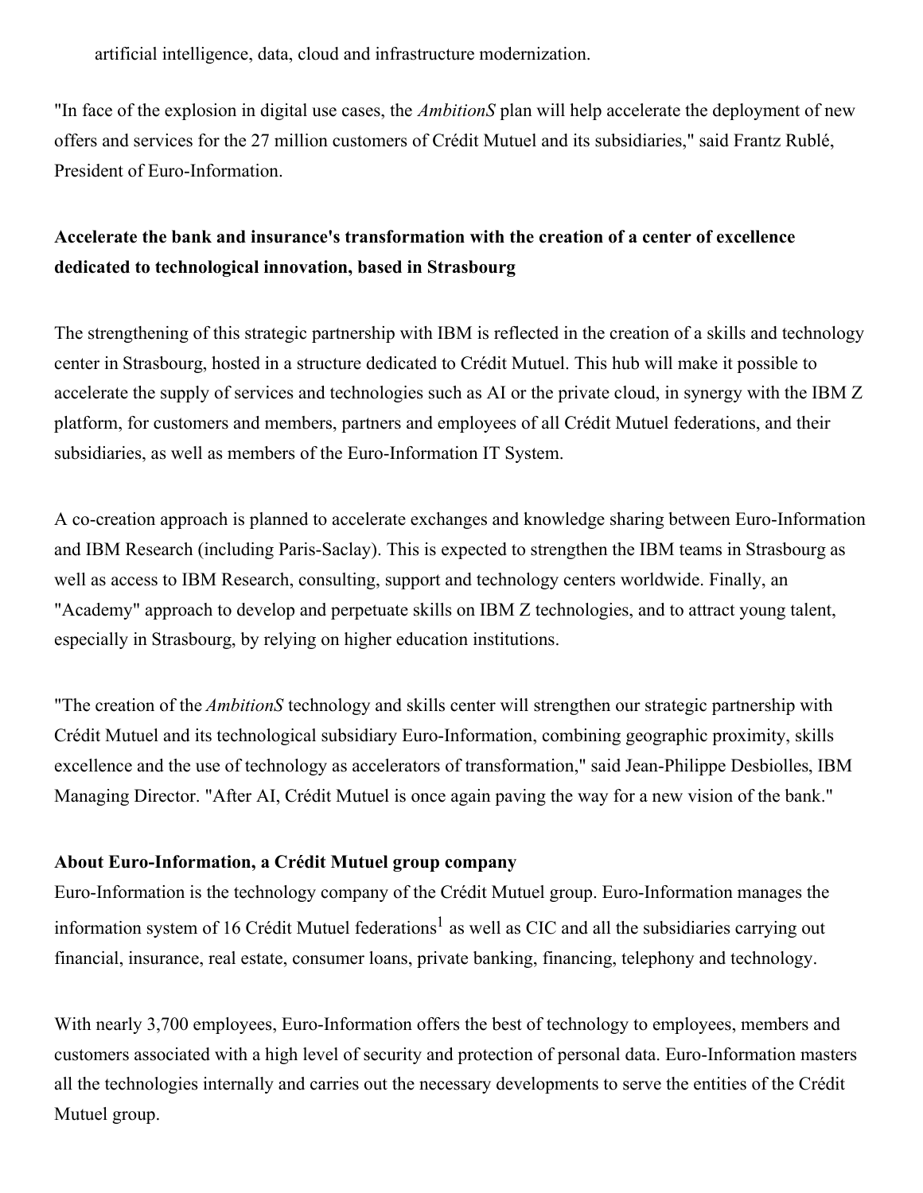artificial intelligence, data, cloud and infrastructure modernization.

"In face of the explosion in digital use cases, the *AmbitionS* plan will help accelerate the deployment of new offers and services for the 27 million customers of Crédit Mutuel and its subsidiaries," said Frantz Rublé, President of Euro-Information.

**Accelerate the bank and insurance's transformation with the creation of a center of excellence dedicated to technological innovation, based in Strasbourg**

The strengthening of this strategic partnership with IBM is reflected in the creation of a skills and technology center in Strasbourg, hosted in a structure dedicated to Crédit Mutuel. This hub will make it possible to accelerate the supply of services and technologies such as AI or the private cloud, in synergy with the IBM Z platform, for customers and members, partners and employees of all Crédit Mutuel federations, and their subsidiaries, as well as members of the Euro-Information IT System.

A co-creation approach is planned to accelerate exchanges and knowledge sharing between Euro-Information and IBM Research (including Paris-Saclay). This is expected to strengthen the IBM teams in Strasbourg as well as access to IBM Research, consulting, support and technology centers worldwide. Finally, an "Academy" approach to develop and perpetuate skills on IBM Z technologies, and to attract young talent, especially in Strasbourg, by relying on higher education institutions.

"The creation of the *AmbitionS* technology and skills center will strengthen our strategic partnership with Crédit Mutuel and its technological subsidiary Euro-Information, combining geographic proximity, skills excellence and the use of technology as accelerators of transformation," said Jean-Philippe Desbiolles, IBM Managing Director. "After AI, Crédit Mutuel is once again paving the way for a new vision of the bank."

**About Euro-Information, a Crédit Mutuel group company**

Euro-Information is the technology company of the Crédit Mutuel group. Euro-Information manages the information system of 16 Crédit Mutuel federations[1] as well as CIC and all the subsidiaries carrying out financial, insurance, real estate, consumer loans, private banking, financing, telephony and technology.

With nearly 3,700 employees, Euro-Information offers the best of technology to employees, members and customers associated with a high level of security and protection of personal data. Euro-Information masters all the technologies internally and carries out the necessary developments to serve the entities of the Crédit Mutuel group.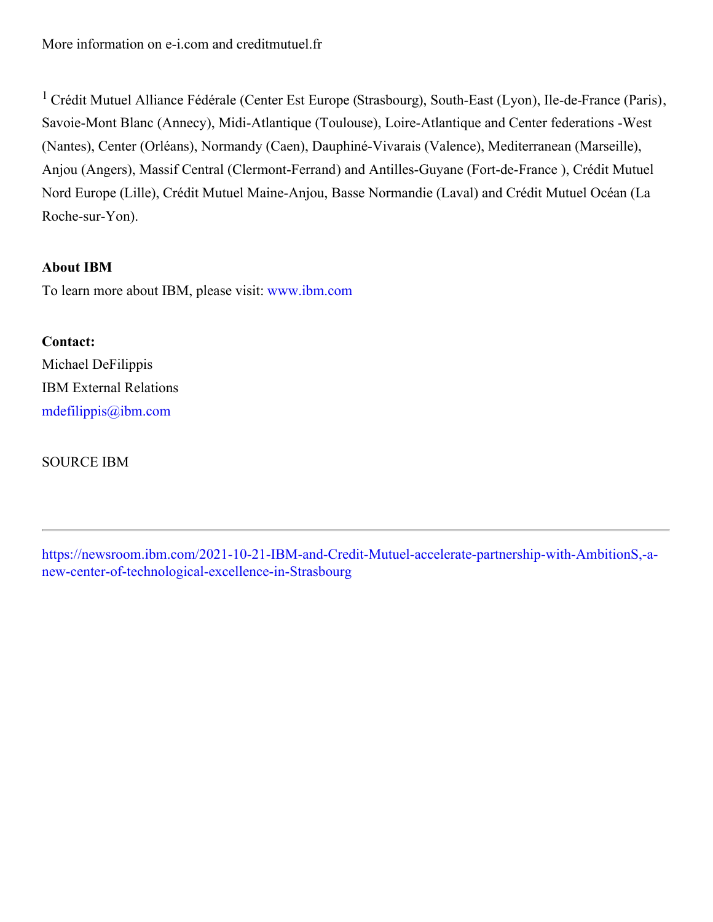More information on e-i.com and creditmutuel.fr

[1] Crédit Mutuel Alliance Fédérale (Center Est Europe (Strasbourg), South-East (Lyon), Ile-de-France (Paris), Savoie-Mont Blanc (Annecy), Midi-Atlantique (Toulouse), Loire-Atlantique and Center federations -West (Nantes), Center (Orléans), Normandy (Caen), Dauphiné-Vivarais (Valence), Mediterranean (Marseille), Anjou (Angers), Massif Central (Clermont-Ferrand) and Antilles-Guyane (Fort-de-France ), Crédit Mutuel Nord Europe (Lille), Crédit Mutuel Maine-Anjou, Basse Normandie (Laval) and Crédit Mutuel Océan (La Roche-sur-Yon).

**About IBM**

To learn more about IBM, please visit: www.ibm.com

**Contact:**

Michael DeFilippis
IBM External Relations
mdefilippis@ibm.com

SOURCE IBM

---

https://newsroom.ibm.com/2021-10-21-IBM-and-Credit-Mutuel-accelerate-partnership-with-AmbitionS,-a-new-center-of-technological-excellence-in-Strasbourg